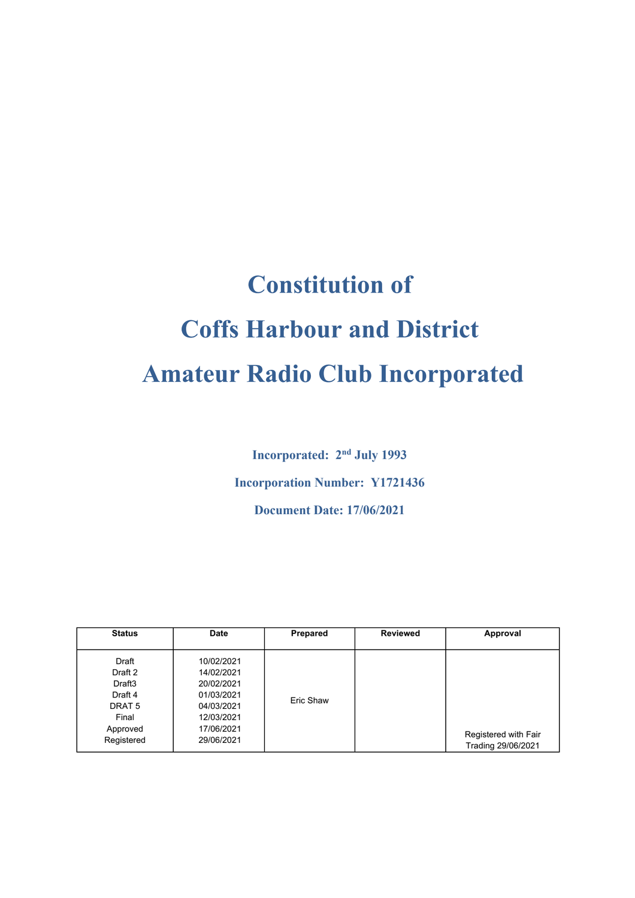# Constitution of

# Coffs Harbour and District

# Amateur Radio Club Incorporated

**Incorporated: 2nd July 1993**

**Incorporation Number: Y1721436**

**Document Date: 17/06/2021**

| Status | Date | Prepared | Reviewed | Approval |
|---|---|---|---|---|
| Draft<br>Draft 2<br>Draft3<br>Draft 4<br>DRAT 5<br>Final<br>Approved<br>Registered | 10/02/2021<br>14/02/2021<br>20/02/2021<br>01/03/2021<br>04/03/2021<br>12/03/2021<br>17/06/2021<br>29/06/2021 | Eric Shaw | | Registered with Fair Trading 29/06/2021 |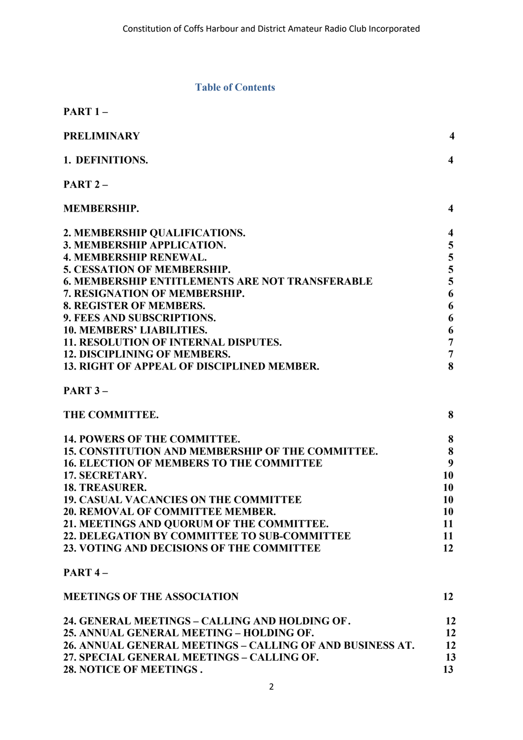## Table of Contents

**PART 1 –**

| | |
|---|---|
| **PRELIMINARY** | **4** |
| **1. DEFINITIONS.** | **4** |

**PART 2 –**

| | |
|---|---|
| **MEMBERSHIP.** | **4** |
| **2. MEMBERSHIP QUALIFICATIONS.** | **4** |
| **3. MEMBERSHIP APPLICATION.** | **5** |
| **4. MEMBERSHIP RENEWAL.** | **5** |
| **5. CESSATION OF MEMBERSHIP.** | **5** |
| **6. MEMBERSHIP ENTITLEMENTS ARE NOT TRANSFERABLE** | **5** |
| **7. RESIGNATION OF MEMBERSHIP.** | **6** |
| **8. REGISTER OF MEMBERS.** | **6** |
| **9. FEES AND SUBSCRIPTIONS.** | **6** |
| **10. MEMBERS' LIABILITIES.** | **6** |
| **11. RESOLUTION OF INTERNAL DISPUTES.** | **7** |
| **12. DISCIPLINING OF MEMBERS.** | **7** |
| **13. RIGHT OF APPEAL OF DISCIPLINED MEMBER.** | **8** |

**PART 3 –**

| | |
|---|---|
| **THE COMMITTEE.** | **8** |
| **14. POWERS OF THE COMMITTEE.** | **8** |
| **15. CONSTITUTION AND MEMBERSHIP OF THE COMMITTEE.** | **8** |
| **16. ELECTION OF MEMBERS TO THE COMMITTEE** | **9** |
| **17. SECRETARY.** | **10** |
| **18. TREASURER.** | **10** |
| **19. CASUAL VACANCIES ON THE COMMITTEE** | **10** |
| **20. REMOVAL OF COMMITTEE MEMBER.** | **10** |
| **21. MEETINGS AND QUORUM OF THE COMMITTEE.** | **11** |
| **22. DELEGATION BY COMMITTEE TO SUB-COMMITTEE** | **11** |
| **23. VOTING AND DECISIONS OF THE COMMITTEE** | **12** |

**PART 4 –**

| | |
|---|---|
| **MEETINGS OF THE ASSOCIATION** | **12** |
| **24. GENERAL MEETINGS – CALLING AND HOLDING OF.** | **12** |
| **25. ANNUAL GENERAL MEETING – HOLDING OF.** | **12** |
| **26. ANNUAL GENERAL MEETINGS – CALLING OF AND BUSINESS AT.** | **12** |
| **27. SPECIAL GENERAL MEETINGS – CALLING OF.** | **13** |
| **28. NOTICE OF MEETINGS .** | **13** |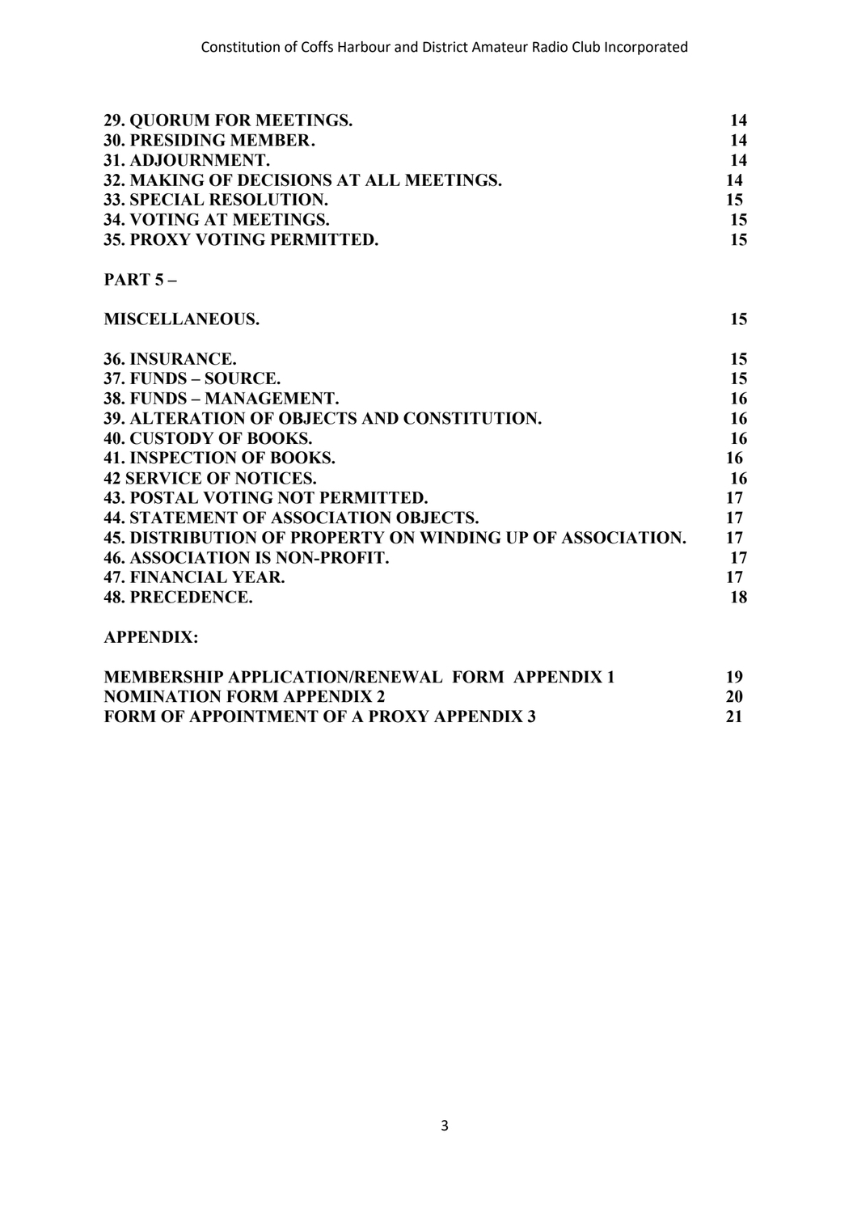**29. QUORUM FOR MEETINGS.** **14**
**30. PRESIDING MEMBER.** **14**
**31. ADJOURNMENT.** **14**
**32. MAKING OF DECISIONS AT ALL MEETINGS.** **14**
**33. SPECIAL RESOLUTION.** **15**
**34. VOTING AT MEETINGS.** **15**
**35. PROXY VOTING PERMITTED.** **15**

**PART 5 –**

**MISCELLANEOUS.** **15**

**36. INSURANCE.** **15**
**37. FUNDS – SOURCE.** **15**
**38. FUNDS – MANAGEMENT.** **16**
**39. ALTERATION OF OBJECTS AND CONSTITUTION.** **16**
**40. CUSTODY OF BOOKS.** **16**
**41. INSPECTION OF BOOKS.** **16**
**42 SERVICE OF NOTICES.** **16**
**43. POSTAL VOTING NOT PERMITTED.** **17**
**44. STATEMENT OF ASSOCIATION OBJECTS.** **17**
**45. DISTRIBUTION OF PROPERTY ON WINDING UP OF ASSOCIATION.** **17**
**46. ASSOCIATION IS NON-PROFIT.** **17**
**47. FINANCIAL YEAR.** **17**
**48. PRECEDENCE.** **18**

**APPENDIX:**

**MEMBERSHIP APPLICATION/RENEWAL FORM APPENDIX 1** **19**
**NOMINATION FORM APPENDIX 2** **20**
**FORM OF APPOINTMENT OF A PROXY APPENDIX 3** **21**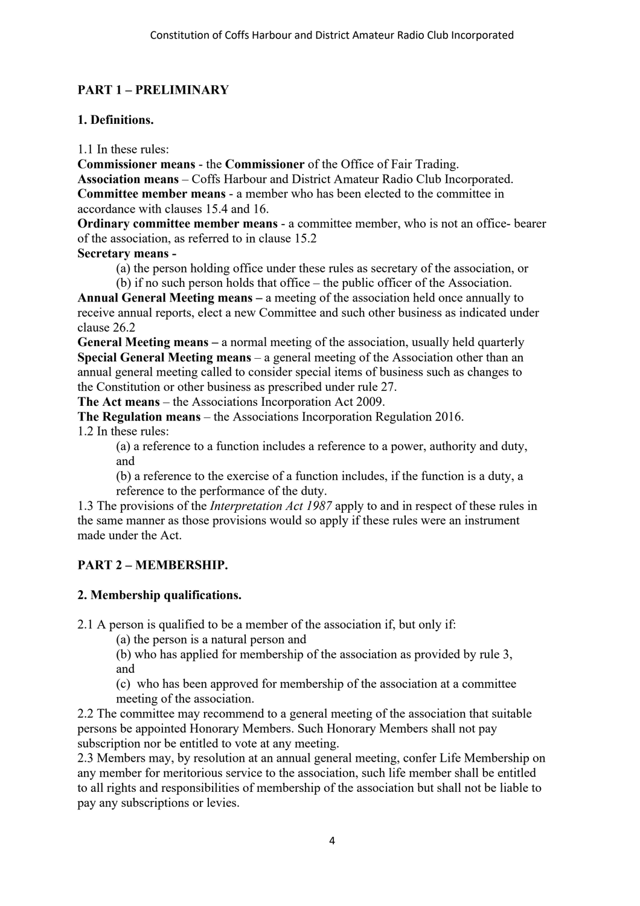## PART 1 – PRELIMINARY

### 1. Definitions.

1.1 In these rules:

**Commissioner means** - the **Commissioner** of the Office of Fair Trading.
**Association means** – Coffs Harbour and District Amateur Radio Club Incorporated.
**Committee member means** - a member who has been elected to the committee in accordance with clauses 15.4 and 16.
**Ordinary committee member means** - a committee member, who is not an office- bearer of the association, as referred to in clause 15.2
**Secretary means -**

(a) the person holding office under these rules as secretary of the association, or
(b) if no such person holds that office – the public officer of the Association.

**Annual General Meeting means –** a meeting of the association held once annually to receive annual reports, elect a new Committee and such other business as indicated under clause 26.2
**General Meeting means –** a normal meeting of the association, usually held quarterly
**Special General Meeting means** – a general meeting of the Association other than an annual general meeting called to consider special items of business such as changes to the Constitution or other business as prescribed under rule 27.
**The Act means** – the Associations Incorporation Act 2009.
**The Regulation means** – the Associations Incorporation Regulation 2016.

1.2 In these rules:

(a) a reference to a function includes a reference to a power, authority and duty, and
(b) a reference to the exercise of a function includes, if the function is a duty, a reference to the performance of the duty.

1.3 The provisions of the *Interpretation Act 1987* apply to and in respect of these rules in the same manner as those provisions would so apply if these rules were an instrument made under the Act.

## PART 2 – MEMBERSHIP.

### 2. Membership qualifications.

2.1 A person is qualified to be a member of the association if, but only if:

(a) the person is a natural person and
(b) who has applied for membership of the association as provided by rule 3, and
(c) who has been approved for membership of the association at a committee meeting of the association.

2.2 The committee may recommend to a general meeting of the association that suitable persons be appointed Honorary Members. Such Honorary Members shall not pay subscription nor be entitled to vote at any meeting.

2.3 Members may, by resolution at an annual general meeting, confer Life Membership on any member for meritorious service to the association, such life member shall be entitled to all rights and responsibilities of membership of the association but shall not be liable to pay any subscriptions or levies.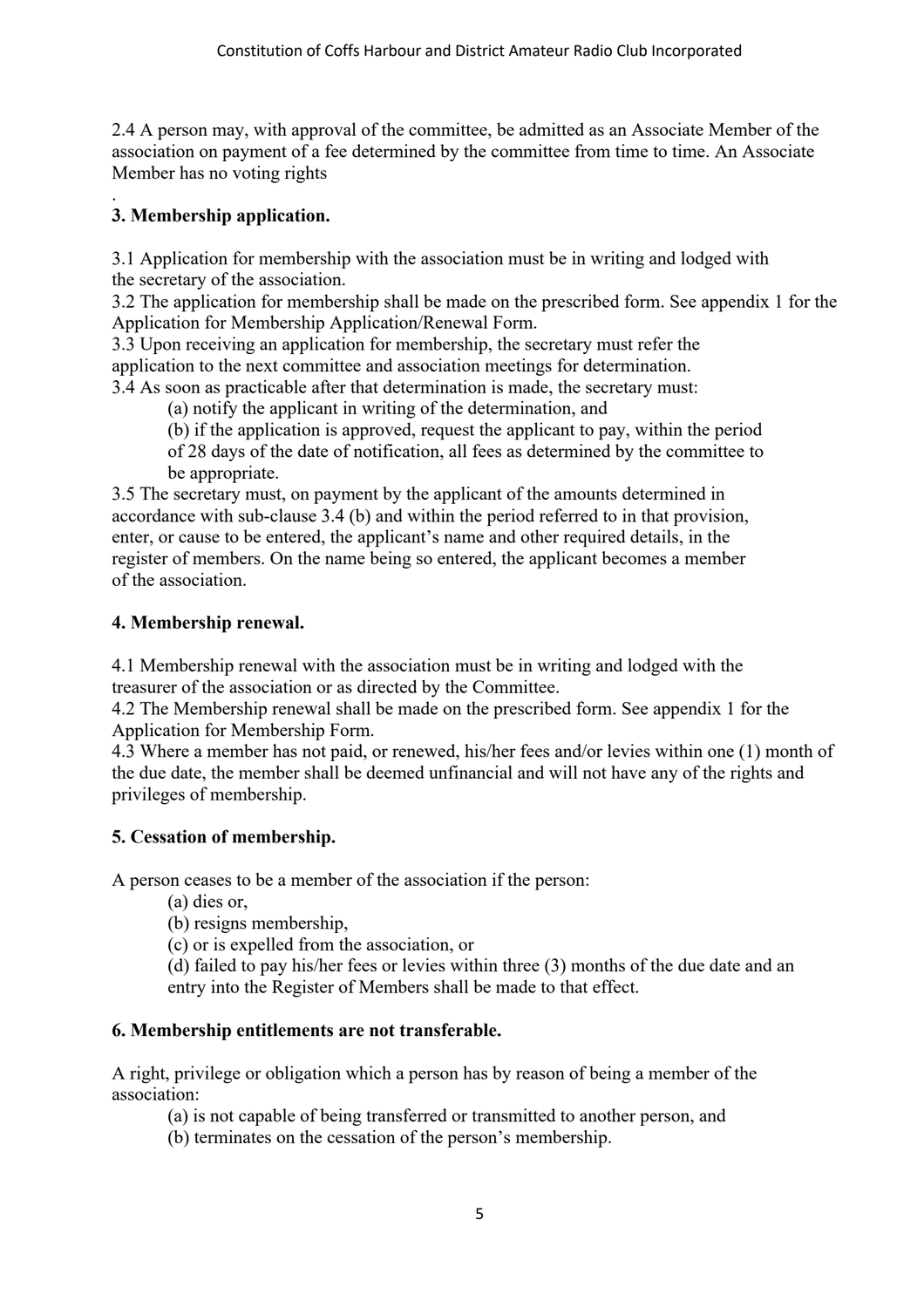2.4 A person may, with approval of the committee, be admitted as an Associate Member of the association on payment of a fee determined by the committee from time to time. An Associate Member has no voting rights
.

### 3. Membership application.

3.1 Application for membership with the association must be in writing and lodged with the secretary of the association.
3.2 The application for membership shall be made on the prescribed form. See appendix 1 for the Application for Membership Application/Renewal Form.
3.3 Upon receiving an application for membership, the secretary must refer the application to the next committee and association meetings for determination.
3.4 As soon as practicable after that determination is made, the secretary must:

> (a) notify the applicant in writing of the determination, and
> (b) if the application is approved, request the applicant to pay, within the period of 28 days of the date of notification, all fees as determined by the committee to be appropriate.

3.5 The secretary must, on payment by the applicant of the amounts determined in accordance with sub-clause 3.4 (b) and within the period referred to in that provision, enter, or cause to be entered, the applicant's name and other required details, in the register of members. On the name being so entered, the applicant becomes a member of the association.

### 4. Membership renewal.

4.1 Membership renewal with the association must be in writing and lodged with the treasurer of the association or as directed by the Committee.
4.2 The Membership renewal shall be made on the prescribed form. See appendix 1 for the Application for Membership Form.
4.3 Where a member has not paid, or renewed, his/her fees and/or levies within one (1) month of the due date, the member shall be deemed unfinancial and will not have any of the rights and privileges of membership.

### 5. Cessation of membership.

A person ceases to be a member of the association if the person:

> (a) dies or,
> (b) resigns membership,
> (c) or is expelled from the association, or
> (d) failed to pay his/her fees or levies within three (3) months of the due date and an entry into the Register of Members shall be made to that effect.

### 6. Membership entitlements are not transferable.

A right, privilege or obligation which a person has by reason of being a member of the association:

> (a) is not capable of being transferred or transmitted to another person, and
> (b) terminates on the cessation of the person's membership.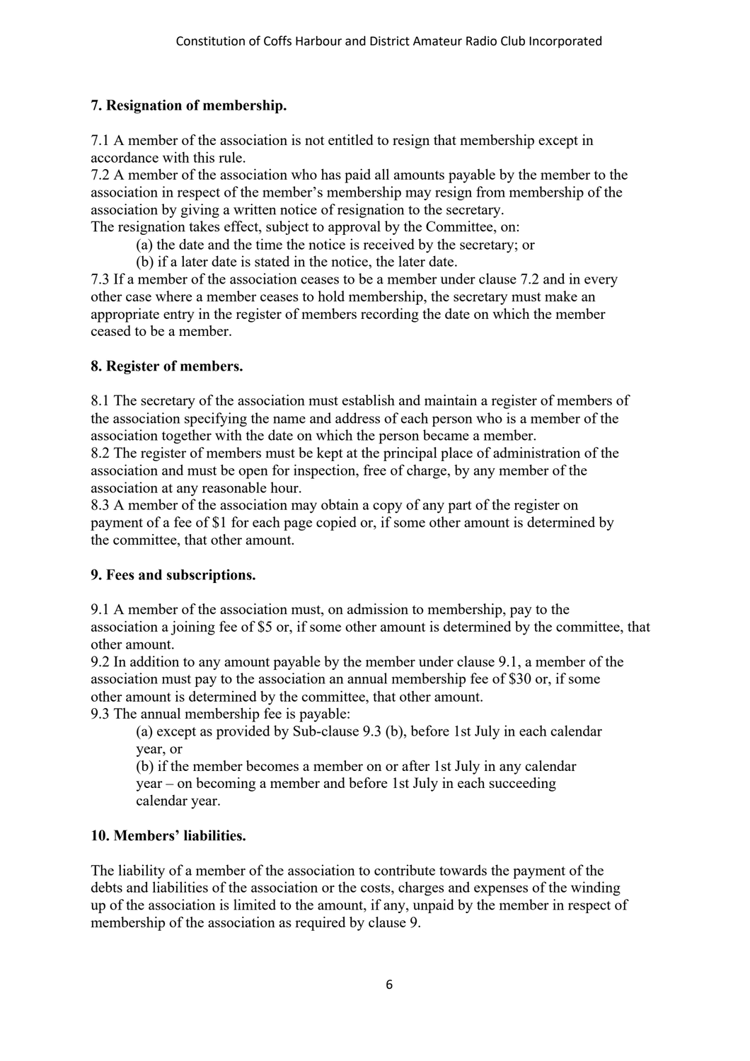## 7. Resignation of membership.

7.1 A member of the association is not entitled to resign that membership except in accordance with this rule.
7.2 A member of the association who has paid all amounts payable by the member to the association in respect of the member's membership may resign from membership of the association by giving a written notice of resignation to the secretary.
The resignation takes effect, subject to approval by the Committee, on:

(a) the date and the time the notice is received by the secretary; or
(b) if a later date is stated in the notice, the later date.

7.3 If a member of the association ceases to be a member under clause 7.2 and in every other case where a member ceases to hold membership, the secretary must make an appropriate entry in the register of members recording the date on which the member ceased to be a member.

## 8. Register of members.

8.1 The secretary of the association must establish and maintain a register of members of the association specifying the name and address of each person who is a member of the association together with the date on which the person became a member.
8.2 The register of members must be kept at the principal place of administration of the association and must be open for inspection, free of charge, by any member of the association at any reasonable hour.
8.3 A member of the association may obtain a copy of any part of the register on payment of a fee of $1 for each page copied or, if some other amount is determined by the committee, that other amount.

## 9. Fees and subscriptions.

9.1 A member of the association must, on admission to membership, pay to the association a joining fee of $5 or, if some other amount is determined by the committee, that other amount.
9.2 In addition to any amount payable by the member under clause 9.1, a member of the association must pay to the association an annual membership fee of $30 or, if some other amount is determined by the committee, that other amount.
9.3 The annual membership fee is payable:

(a) except as provided by Sub-clause 9.3 (b), before 1st July in each calendar year, or
(b) if the member becomes a member on or after 1st July in any calendar year – on becoming a member and before 1st July in each succeeding calendar year.

## 10. Members' liabilities.

The liability of a member of the association to contribute towards the payment of the debts and liabilities of the association or the costs, charges and expenses of the winding up of the association is limited to the amount, if any, unpaid by the member in respect of membership of the association as required by clause 9.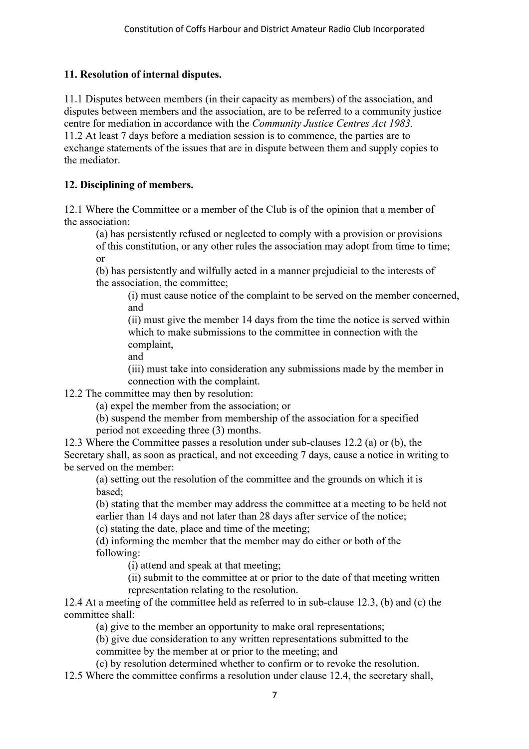**11. Resolution of internal disputes.**

11.1 Disputes between members (in their capacity as members) of the association, and disputes between members and the association, are to be referred to a community justice centre for mediation in accordance with the *Community Justice Centres Act 1983.*
11.2 At least 7 days before a mediation session is to commence, the parties are to exchange statements of the issues that are in dispute between them and supply copies to the mediator.

**12. Disciplining of members.**

12.1 Where the Committee or a member of the Club is of the opinion that a member of the association:

> (a) has persistently refused or neglected to comply with a provision or provisions of this constitution, or any other rules the association may adopt from time to time; or
>
> (b) has persistently and wilfully acted in a manner prejudicial to the interests of the association, the committee;
>
> > (i) must cause notice of the complaint to be served on the member concerned, and
> >
> > (ii) must give the member 14 days from the time the notice is served within which to make submissions to the committee in connection with the complaint,
> >
> > and
> >
> > (iii) must take into consideration any submissions made by the member in connection with the complaint.

12.2 The committee may then by resolution:

> (a) expel the member from the association; or
>
> (b) suspend the member from membership of the association for a specified period not exceeding three (3) months.

12.3 Where the Committee passes a resolution under sub-clauses 12.2 (a) or (b), the Secretary shall, as soon as practical, and not exceeding 7 days, cause a notice in writing to be served on the member:

> (a) setting out the resolution of the committee and the grounds on which it is based;
>
> (b) stating that the member may address the committee at a meeting to be held not earlier than 14 days and not later than 28 days after service of the notice;
>
> (c) stating the date, place and time of the meeting;
>
> (d) informing the member that the member may do either or both of the following:
>
> > (i) attend and speak at that meeting;
> >
> > (ii) submit to the committee at or prior to the date of that meeting written representation relating to the resolution.

12.4 At a meeting of the committee held as referred to in sub-clause 12.3, (b) and (c) the committee shall:

> (a) give to the member an opportunity to make oral representations;
>
> (b) give due consideration to any written representations submitted to the committee by the member at or prior to the meeting; and
>
> (c) by resolution determined whether to confirm or to revoke the resolution.

12.5 Where the committee confirms a resolution under clause 12.4, the secretary shall,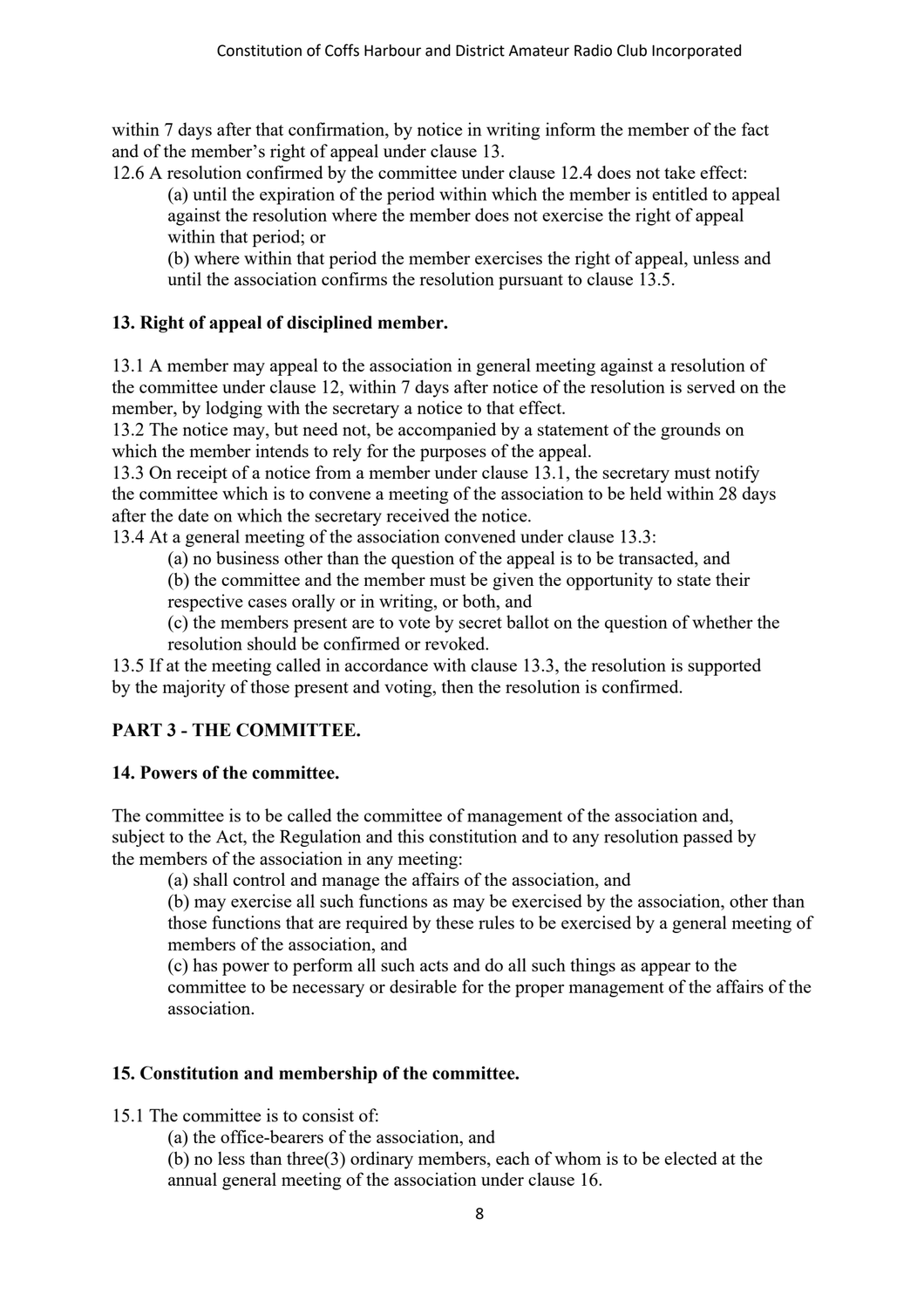within 7 days after that confirmation, by notice in writing inform the member of the fact and of the member's right of appeal under clause 13.

12.6 A resolution confirmed by the committee under clause 12.4 does not take effect:

(a) until the expiration of the period within which the member is entitled to appeal against the resolution where the member does not exercise the right of appeal within that period; or

(b) where within that period the member exercises the right of appeal, unless and until the association confirms the resolution pursuant to clause 13.5.

**13. Right of appeal of disciplined member.**

13.1 A member may appeal to the association in general meeting against a resolution of the committee under clause 12, within 7 days after notice of the resolution is served on the member, by lodging with the secretary a notice to that effect.

13.2 The notice may, but need not, be accompanied by a statement of the grounds on which the member intends to rely for the purposes of the appeal.

13.3 On receipt of a notice from a member under clause 13.1, the secretary must notify the committee which is to convene a meeting of the association to be held within 28 days after the date on which the secretary received the notice.

13.4 At a general meeting of the association convened under clause 13.3:

(a) no business other than the question of the appeal is to be transacted, and

(b) the committee and the member must be given the opportunity to state their respective cases orally or in writing, or both, and

(c) the members present are to vote by secret ballot on the question of whether the resolution should be confirmed or revoked.

13.5 If at the meeting called in accordance with clause 13.3, the resolution is supported by the majority of those present and voting, then the resolution is confirmed.

**PART 3 - THE COMMITTEE.**

**14. Powers of the committee.**

The committee is to be called the committee of management of the association and, subject to the Act, the Regulation and this constitution and to any resolution passed by the members of the association in any meeting:

(a) shall control and manage the affairs of the association, and

(b) may exercise all such functions as may be exercised by the association, other than those functions that are required by these rules to be exercised by a general meeting of members of the association, and

(c) has power to perform all such acts and do all such things as appear to the committee to be necessary or desirable for the proper management of the affairs of the association.

**15. Constitution and membership of the committee.**

15.1 The committee is to consist of:

(a) the office-bearers of the association, and

(b) no less than three(3) ordinary members, each of whom is to be elected at the annual general meeting of the association under clause 16.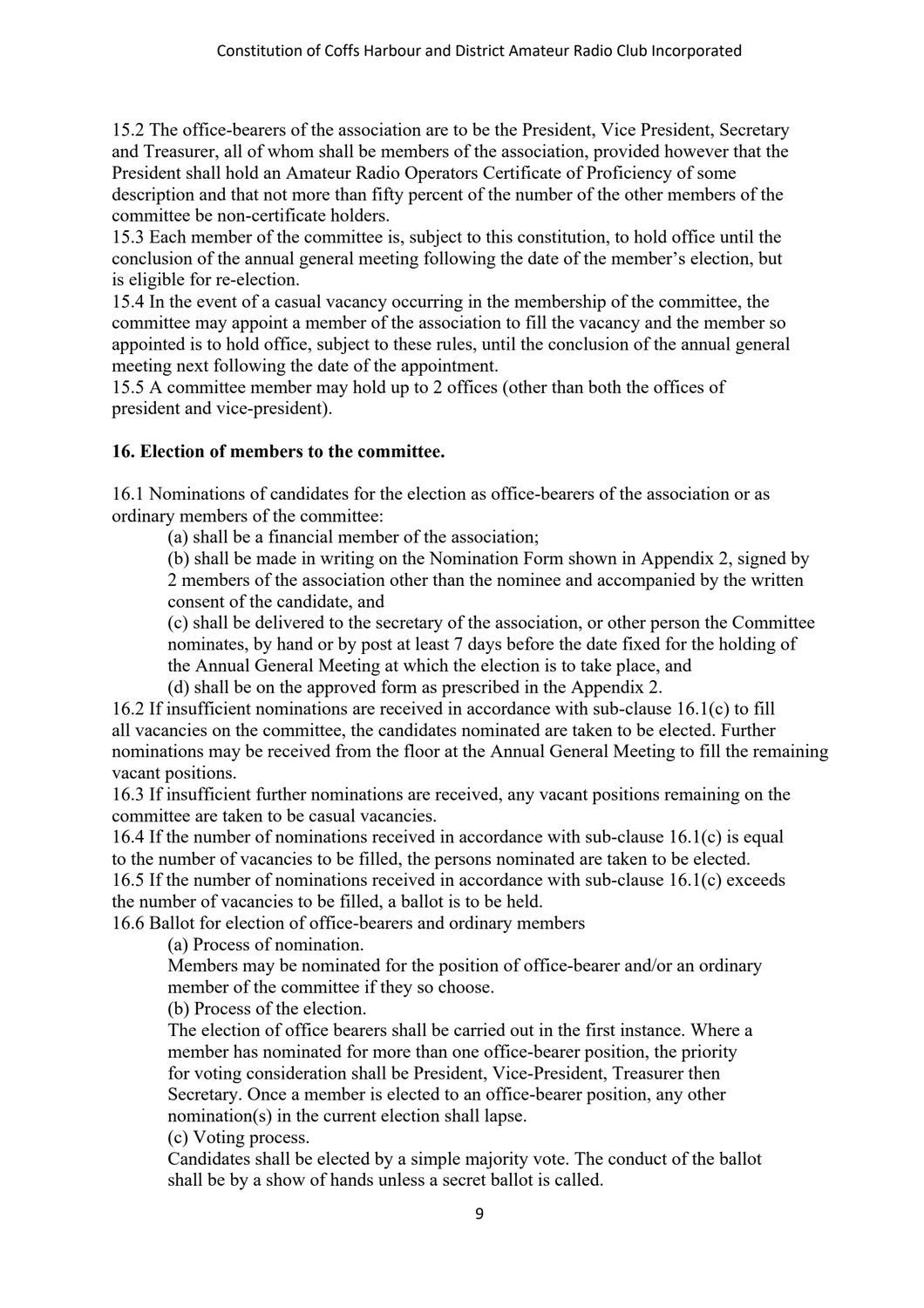15.2 The office-bearers of the association are to be the President, Vice President, Secretary and Treasurer, all of whom shall be members of the association, provided however that the President shall hold an Amateur Radio Operators Certificate of Proficiency of some description and that not more than fifty percent of the number of the other members of the committee be non-certificate holders.

15.3 Each member of the committee is, subject to this constitution, to hold office until the conclusion of the annual general meeting following the date of the member's election, but is eligible for re-election.

15.4 In the event of a casual vacancy occurring in the membership of the committee, the committee may appoint a member of the association to fill the vacancy and the member so appointed is to hold office, subject to these rules, until the conclusion of the annual general meeting next following the date of the appointment.

15.5 A committee member may hold up to 2 offices (other than both the offices of president and vice-president).

## 16. Election of members to the committee.

16.1 Nominations of candidates for the election as office-bearers of the association or as ordinary members of the committee:

(a) shall be a financial member of the association;

(b) shall be made in writing on the Nomination Form shown in Appendix 2, signed by 2 members of the association other than the nominee and accompanied by the written consent of the candidate, and

(c) shall be delivered to the secretary of the association, or other person the Committee nominates, by hand or by post at least 7 days before the date fixed for the holding of the Annual General Meeting at which the election is to take place, and

(d) shall be on the approved form as prescribed in the Appendix 2.

16.2 If insufficient nominations are received in accordance with sub-clause 16.1(c) to fill all vacancies on the committee, the candidates nominated are taken to be elected. Further nominations may be received from the floor at the Annual General Meeting to fill the remaining vacant positions.

16.3 If insufficient further nominations are received, any vacant positions remaining on the committee are taken to be casual vacancies.

16.4 If the number of nominations received in accordance with sub-clause 16.1(c) is equal to the number of vacancies to be filled, the persons nominated are taken to be elected.

16.5 If the number of nominations received in accordance with sub-clause 16.1(c) exceeds the number of vacancies to be filled, a ballot is to be held.

16.6 Ballot for election of office-bearers and ordinary members

(a) Process of nomination.

Members may be nominated for the position of office-bearer and/or an ordinary member of the committee if they so choose.

(b) Process of the election.

The election of office bearers shall be carried out in the first instance. Where a member has nominated for more than one office-bearer position, the priority for voting consideration shall be President, Vice-President, Treasurer then Secretary. Once a member is elected to an office-bearer position, any other nomination(s) in the current election shall lapse.

(c) Voting process.

Candidates shall be elected by a simple majority vote. The conduct of the ballot shall be by a show of hands unless a secret ballot is called.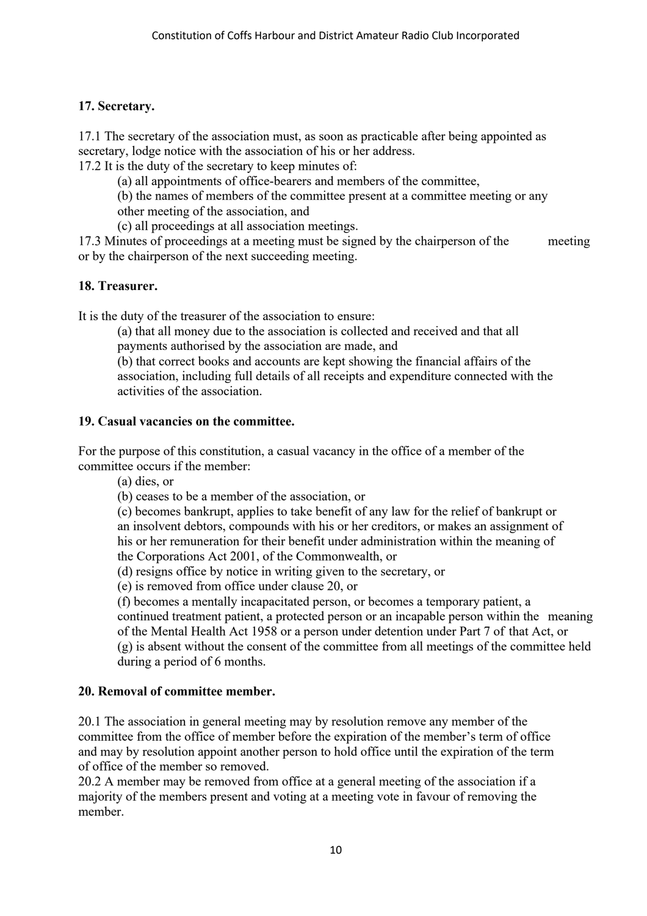### 17. Secretary.

17.1 The secretary of the association must, as soon as practicable after being appointed as secretary, lodge notice with the association of his or her address.

17.2 It is the duty of the secretary to keep minutes of:

(a) all appointments of office-bearers and members of the committee,

(b) the names of members of the committee present at a committee meeting or any other meeting of the association, and

(c) all proceedings at all association meetings.

17.3 Minutes of proceedings at a meeting must be signed by the chairperson of the meeting or by the chairperson of the next succeeding meeting.

### 18. Treasurer.

It is the duty of the treasurer of the association to ensure:

(a) that all money due to the association is collected and received and that all payments authorised by the association are made, and

(b) that correct books and accounts are kept showing the financial affairs of the association, including full details of all receipts and expenditure connected with the activities of the association.

### 19. Casual vacancies on the committee.

For the purpose of this constitution, a casual vacancy in the office of a member of the committee occurs if the member:

(a) dies, or

(b) ceases to be a member of the association, or

(c) becomes bankrupt, applies to take benefit of any law for the relief of bankrupt or an insolvent debtors, compounds with his or her creditors, or makes an assignment of his or her remuneration for their benefit under administration within the meaning of the Corporations Act 2001, of the Commonwealth, or

(d) resigns office by notice in writing given to the secretary, or

(e) is removed from office under clause 20, or

(f) becomes a mentally incapacitated person, or becomes a temporary patient, a continued treatment patient, a protected person or an incapable person within the meaning of the Mental Health Act 1958 or a person under detention under Part 7 of that Act, or

(g) is absent without the consent of the committee from all meetings of the committee held during a period of 6 months.

### 20. Removal of committee member.

20.1 The association in general meeting may by resolution remove any member of the committee from the office of member before the expiration of the member's term of office and may by resolution appoint another person to hold office until the expiration of the term of office of the member so removed.

20.2 A member may be removed from office at a general meeting of the association if a majority of the members present and voting at a meeting vote in favour of removing the member.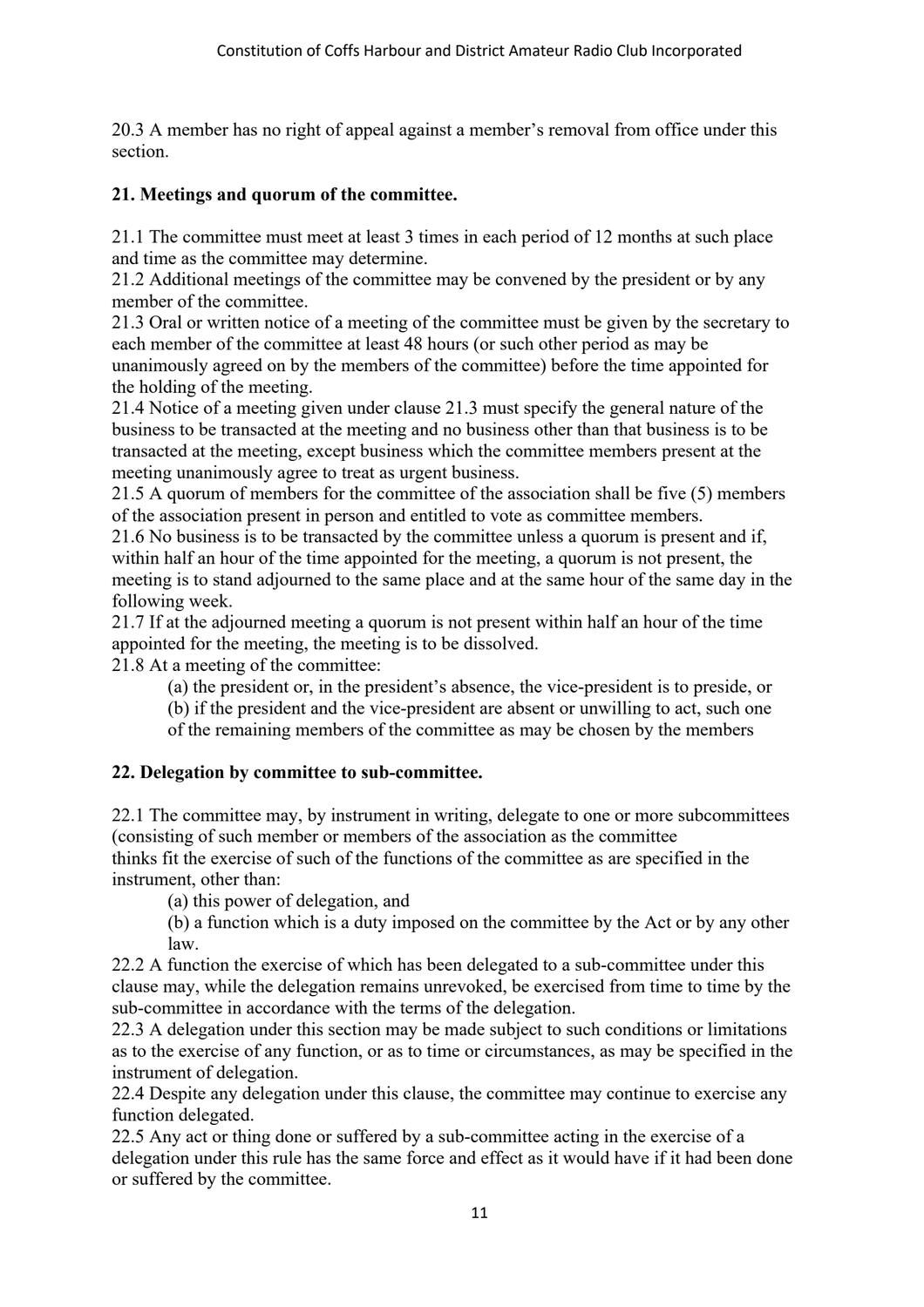20.3 A member has no right of appeal against a member's removal from office under this section.

**21. Meetings and quorum of the committee.**

21.1 The committee must meet at least 3 times in each period of 12 months at such place and time as the committee may determine.
21.2 Additional meetings of the committee may be convened by the president or by any member of the committee.
21.3 Oral or written notice of a meeting of the committee must be given by the secretary to each member of the committee at least 48 hours (or such other period as may be unanimously agreed on by the members of the committee) before the time appointed for the holding of the meeting.
21.4 Notice of a meeting given under clause 21.3 must specify the general nature of the business to be transacted at the meeting and no business other than that business is to be transacted at the meeting, except business which the committee members present at the meeting unanimously agree to treat as urgent business.
21.5 A quorum of members for the committee of the association shall be five (5) members of the association present in person and entitled to vote as committee members.
21.6 No business is to be transacted by the committee unless a quorum is present and if, within half an hour of the time appointed for the meeting, a quorum is not present, the meeting is to stand adjourned to the same place and at the same hour of the same day in the following week.
21.7 If at the adjourned meeting a quorum is not present within half an hour of the time appointed for the meeting, the meeting is to be dissolved.
21.8 At a meeting of the committee:

(a) the president or, in the president's absence, the vice-president is to preside, or
(b) if the president and the vice-president are absent or unwilling to act, such one of the remaining members of the committee as may be chosen by the members

**22. Delegation by committee to sub-committee.**

22.1 The committee may, by instrument in writing, delegate to one or more subcommittees (consisting of such member or members of the association as the committee thinks fit the exercise of such of the functions of the committee as are specified in the instrument, other than:

(a) this power of delegation, and
(b) a function which is a duty imposed on the committee by the Act or by any other law.

22.2 A function the exercise of which has been delegated to a sub-committee under this clause may, while the delegation remains unrevoked, be exercised from time to time by the sub-committee in accordance with the terms of the delegation.
22.3 A delegation under this section may be made subject to such conditions or limitations as to the exercise of any function, or as to time or circumstances, as may be specified in the instrument of delegation.
22.4 Despite any delegation under this clause, the committee may continue to exercise any function delegated.
22.5 Any act or thing done or suffered by a sub-committee acting in the exercise of a delegation under this rule has the same force and effect as it would have if it had been done or suffered by the committee.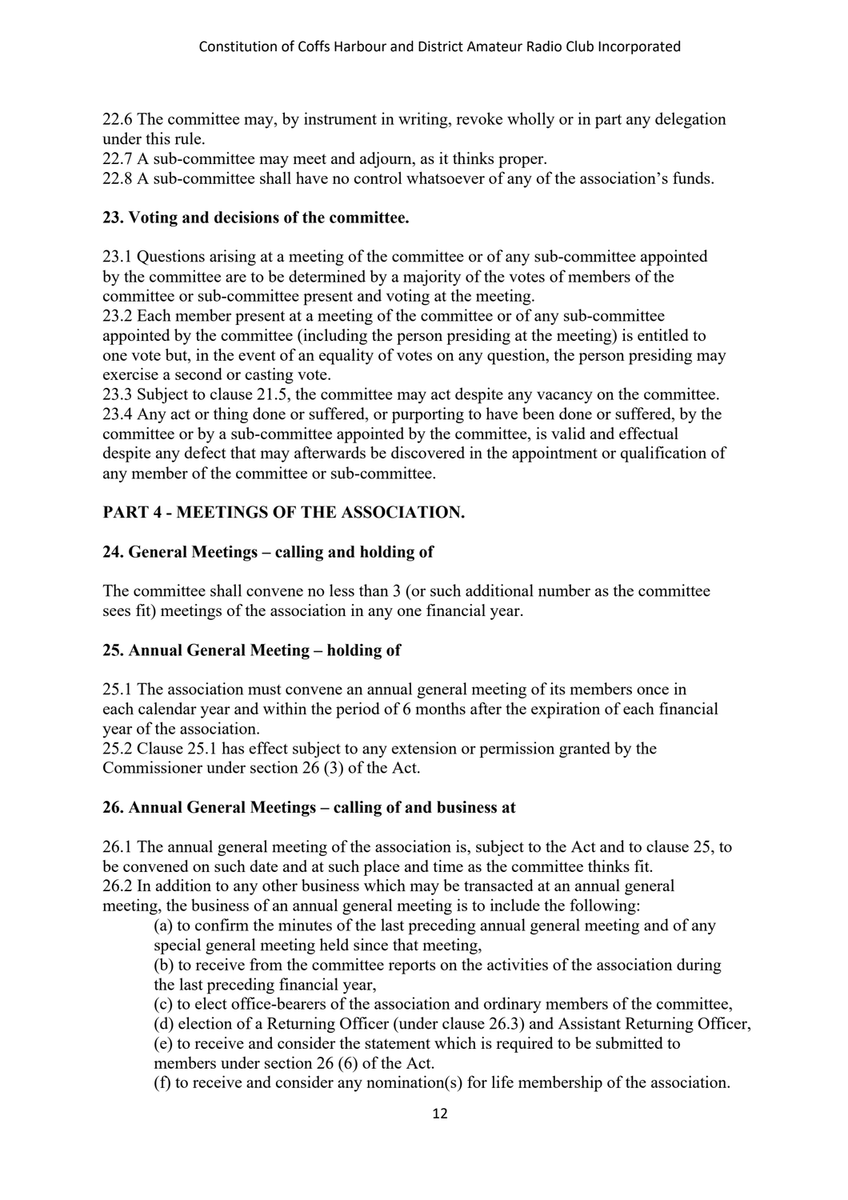22.6 The committee may, by instrument in writing, revoke wholly or in part any delegation under this rule.
22.7 A sub-committee may meet and adjourn, as it thinks proper.
22.8 A sub-committee shall have no control whatsoever of any of the association's funds.

**23. Voting and decisions of the committee.**

23.1 Questions arising at a meeting of the committee or of any sub-committee appointed by the committee are to be determined by a majority of the votes of members of the committee or sub-committee present and voting at the meeting.
23.2 Each member present at a meeting of the committee or of any sub-committee appointed by the committee (including the person presiding at the meeting) is entitled to one vote but, in the event of an equality of votes on any question, the person presiding may exercise a second or casting vote.
23.3 Subject to clause 21.5, the committee may act despite any vacancy on the committee.
23.4 Any act or thing done or suffered, or purporting to have been done or suffered, by the committee or by a sub-committee appointed by the committee, is valid and effectual despite any defect that may afterwards be discovered in the appointment or qualification of any member of the committee or sub-committee.

## PART 4 - MEETINGS OF THE ASSOCIATION.

**24. General Meetings – calling and holding of**

The committee shall convene no less than 3 (or such additional number as the committee sees fit) meetings of the association in any one financial year.

**25. Annual General Meeting – holding of**

25.1 The association must convene an annual general meeting of its members once in each calendar year and within the period of 6 months after the expiration of each financial year of the association.
25.2 Clause 25.1 has effect subject to any extension or permission granted by the Commissioner under section 26 (3) of the Act.

**26. Annual General Meetings – calling of and business at**

26.1 The annual general meeting of the association is, subject to the Act and to clause 25, to be convened on such date and at such place and time as the committee thinks fit.
26.2 In addition to any other business which may be transacted at an annual general meeting, the business of an annual general meeting is to include the following:

(a) to confirm the minutes of the last preceding annual general meeting and of any special general meeting held since that meeting,
(b) to receive from the committee reports on the activities of the association during the last preceding financial year,
(c) to elect office-bearers of the association and ordinary members of the committee,
(d) election of a Returning Officer (under clause 26.3) and Assistant Returning Officer,
(e) to receive and consider the statement which is required to be submitted to members under section 26 (6) of the Act.
(f) to receive and consider any nomination(s) for life membership of the association.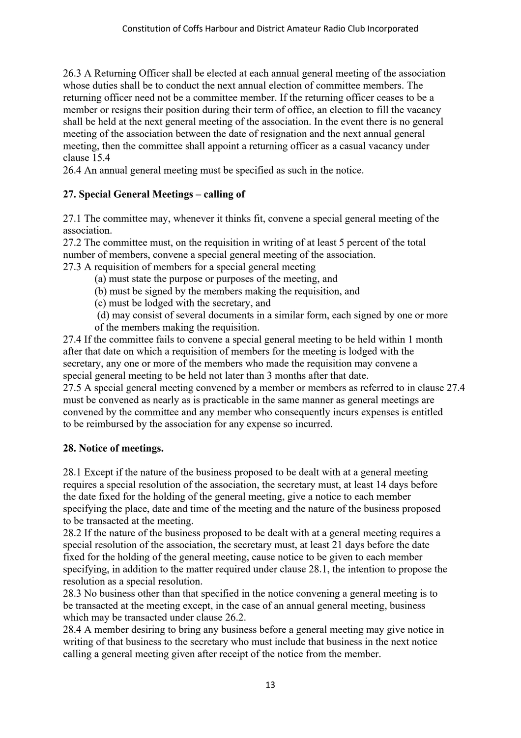26.3 A Returning Officer shall be elected at each annual general meeting of the association whose duties shall be to conduct the next annual election of committee members. The returning officer need not be a committee member. If the returning officer ceases to be a member or resigns their position during their term of office, an election to fill the vacancy shall be held at the next general meeting of the association. In the event there is no general meeting of the association between the date of resignation and the next annual general meeting, then the committee shall appoint a returning officer as a casual vacancy under clause 15.4

26.4 An annual general meeting must be specified as such in the notice.

### 27. Special General Meetings – calling of

27.1 The committee may, whenever it thinks fit, convene a special general meeting of the association.

27.2 The committee must, on the requisition in writing of at least 5 percent of the total number of members, convene a special general meeting of the association.

27.3 A requisition of members for a special general meeting

- (a) must state the purpose or purposes of the meeting, and
- (b) must be signed by the members making the requisition, and
- (c) must be lodged with the secretary, and
- (d) may consist of several documents in a similar form, each signed by one or more of the members making the requisition.

27.4 If the committee fails to convene a special general meeting to be held within 1 month after that date on which a requisition of members for the meeting is lodged with the secretary, any one or more of the members who made the requisition may convene a special general meeting to be held not later than 3 months after that date.

27.5 A special general meeting convened by a member or members as referred to in clause 27.4 must be convened as nearly as is practicable in the same manner as general meetings are convened by the committee and any member who consequently incurs expenses is entitled to be reimbursed by the association for any expense so incurred.

### 28. Notice of meetings.

28.1 Except if the nature of the business proposed to be dealt with at a general meeting requires a special resolution of the association, the secretary must, at least 14 days before the date fixed for the holding of the general meeting, give a notice to each member specifying the place, date and time of the meeting and the nature of the business proposed to be transacted at the meeting.

28.2 If the nature of the business proposed to be dealt with at a general meeting requires a special resolution of the association, the secretary must, at least 21 days before the date fixed for the holding of the general meeting, cause notice to be given to each member specifying, in addition to the matter required under clause 28.1, the intention to propose the resolution as a special resolution.

28.3 No business other than that specified in the notice convening a general meeting is to be transacted at the meeting except, in the case of an annual general meeting, business which may be transacted under clause 26.2.

28.4 A member desiring to bring any business before a general meeting may give notice in writing of that business to the secretary who must include that business in the next notice calling a general meeting given after receipt of the notice from the member.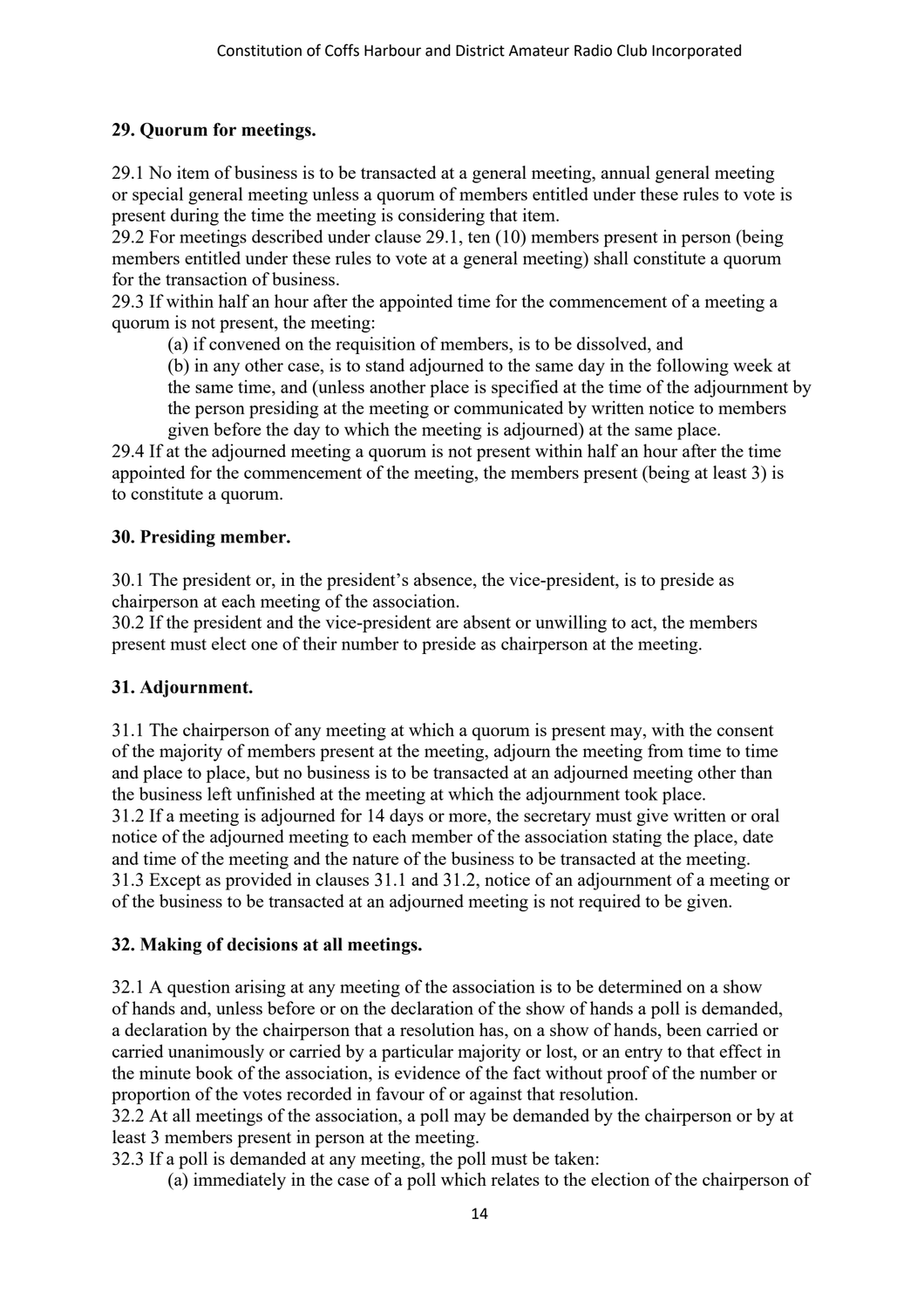**29. Quorum for meetings.**

29.1 No item of business is to be transacted at a general meeting, annual general meeting or special general meeting unless a quorum of members entitled under these rules to vote is present during the time the meeting is considering that item.
29.2 For meetings described under clause 29.1, ten (10) members present in person (being members entitled under these rules to vote at a general meeting) shall constitute a quorum for the transaction of business.
29.3 If within half an hour after the appointed time for the commencement of a meeting a quorum is not present, the meeting:

(a) if convened on the requisition of members, is to be dissolved, and

(b) in any other case, is to stand adjourned to the same day in the following week at the same time, and (unless another place is specified at the time of the adjournment by the person presiding at the meeting or communicated by written notice to members given before the day to which the meeting is adjourned) at the same place.

29.4 If at the adjourned meeting a quorum is not present within half an hour after the time appointed for the commencement of the meeting, the members present (being at least 3) is to constitute a quorum.

**30. Presiding member.**

30.1 The president or, in the president's absence, the vice-president, is to preside as chairperson at each meeting of the association.
30.2 If the president and the vice-president are absent or unwilling to act, the members present must elect one of their number to preside as chairperson at the meeting.

**31. Adjournment.**

31.1 The chairperson of any meeting at which a quorum is present may, with the consent of the majority of members present at the meeting, adjourn the meeting from time to time and place to place, but no business is to be transacted at an adjourned meeting other than the business left unfinished at the meeting at which the adjournment took place.
31.2 If a meeting is adjourned for 14 days or more, the secretary must give written or oral notice of the adjourned meeting to each member of the association stating the place, date and time of the meeting and the nature of the business to be transacted at the meeting.
31.3 Except as provided in clauses 31.1 and 31.2, notice of an adjournment of a meeting or of the business to be transacted at an adjourned meeting is not required to be given.

**32. Making of decisions at all meetings.**

32.1 A question arising at any meeting of the association is to be determined on a show of hands and, unless before or on the declaration of the show of hands a poll is demanded, a declaration by the chairperson that a resolution has, on a show of hands, been carried or carried unanimously or carried by a particular majority or lost, or an entry to that effect in the minute book of the association, is evidence of the fact without proof of the number or proportion of the votes recorded in favour of or against that resolution.
32.2 At all meetings of the association, a poll may be demanded by the chairperson or by at least 3 members present in person at the meeting.
32.3 If a poll is demanded at any meeting, the poll must be taken:

(a) immediately in the case of a poll which relates to the election of the chairperson of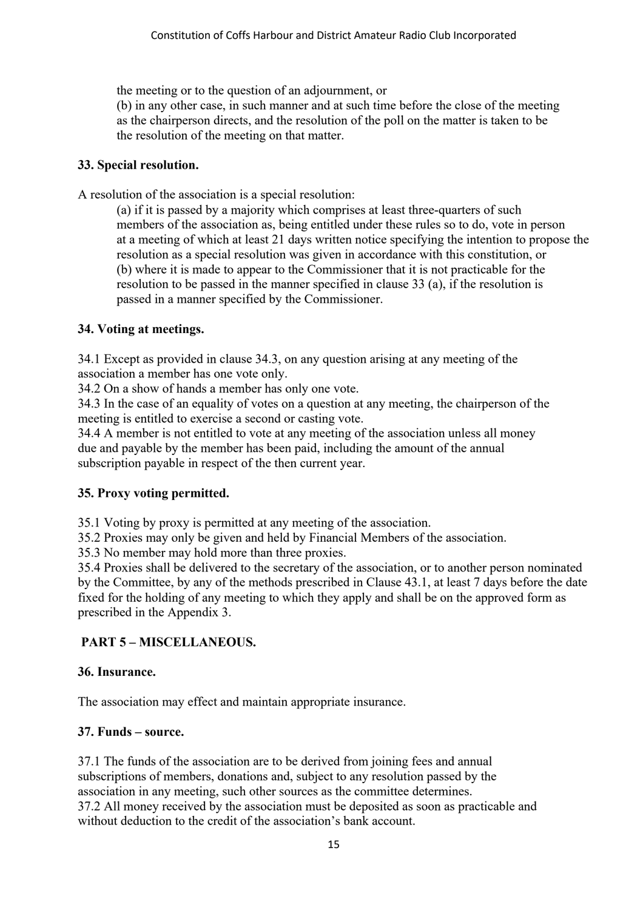the meeting or to the question of an adjournment, or
(b) in any other case, in such manner and at such time before the close of the meeting as the chairperson directs, and the resolution of the poll on the matter is taken to be the resolution of the meeting on that matter.

**33. Special resolution.**

A resolution of the association is a special resolution:

(a) if it is passed by a majority which comprises at least three-quarters of such members of the association as, being entitled under these rules so to do, vote in person at a meeting of which at least 21 days written notice specifying the intention to propose the resolution as a special resolution was given in accordance with this constitution, or
(b) where it is made to appear to the Commissioner that it is not practicable for the resolution to be passed in the manner specified in clause 33 (a), if the resolution is passed in a manner specified by the Commissioner.

**34. Voting at meetings.**

34.1 Except as provided in clause 34.3, on any question arising at any meeting of the association a member has one vote only.
34.2 On a show of hands a member has only one vote.
34.3 In the case of an equality of votes on a question at any meeting, the chairperson of the meeting is entitled to exercise a second or casting vote.
34.4 A member is not entitled to vote at any meeting of the association unless all money due and payable by the member has been paid, including the amount of the annual subscription payable in respect of the then current year.

**35. Proxy voting permitted.**

35.1 Voting by proxy is permitted at any meeting of the association.
35.2 Proxies may only be given and held by Financial Members of the association.
35.3 No member may hold more than three proxies.
35.4 Proxies shall be delivered to the secretary of the association, or to another person nominated by the Committee, by any of the methods prescribed in Clause 43.1, at least 7 days before the date fixed for the holding of any meeting to which they apply and shall be on the approved form as prescribed in the Appendix 3.

**PART 5 – MISCELLANEOUS.**

**36. Insurance.**

The association may effect and maintain appropriate insurance.

**37. Funds – source.**

37.1 The funds of the association are to be derived from joining fees and annual subscriptions of members, donations and, subject to any resolution passed by the association in any meeting, such other sources as the committee determines.
37.2 All money received by the association must be deposited as soon as practicable and without deduction to the credit of the association's bank account.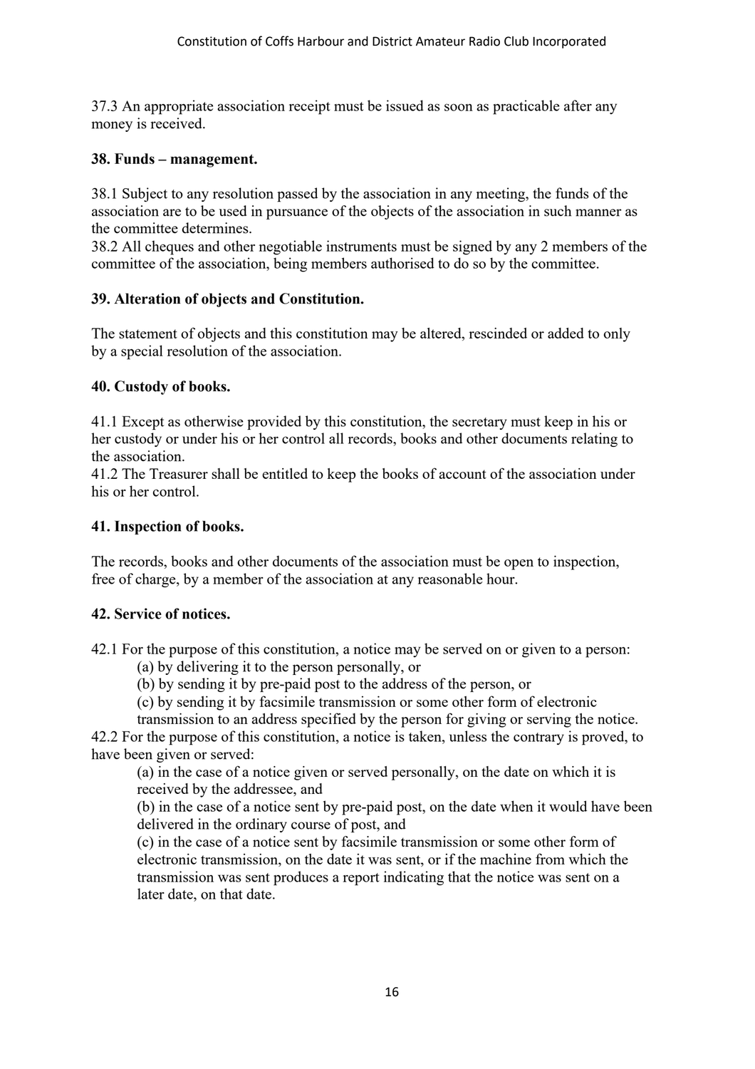37.3 An appropriate association receipt must be issued as soon as practicable after any money is received.

**38. Funds – management.**

38.1 Subject to any resolution passed by the association in any meeting, the funds of the association are to be used in pursuance of the objects of the association in such manner as the committee determines.
38.2 All cheques and other negotiable instruments must be signed by any 2 members of the committee of the association, being members authorised to do so by the committee.

**39. Alteration of objects and Constitution.**

The statement of objects and this constitution may be altered, rescinded or added to only by a special resolution of the association.

**40. Custody of books.**

41.1 Except as otherwise provided by this constitution, the secretary must keep in his or her custody or under his or her control all records, books and other documents relating to the association.
41.2 The Treasurer shall be entitled to keep the books of account of the association under his or her control.

**41. Inspection of books.**

The records, books and other documents of the association must be open to inspection, free of charge, by a member of the association at any reasonable hour.

**42. Service of notices.**

42.1 For the purpose of this constitution, a notice may be served on or given to a person:

(a) by delivering it to the person personally, or
(b) by sending it by pre-paid post to the address of the person, or
(c) by sending it by facsimile transmission or some other form of electronic transmission to an address specified by the person for giving or serving the notice.

42.2 For the purpose of this constitution, a notice is taken, unless the contrary is proved, to have been given or served:

(a) in the case of a notice given or served personally, on the date on which it is received by the addressee, and
(b) in the case of a notice sent by pre-paid post, on the date when it would have been delivered in the ordinary course of post, and
(c) in the case of a notice sent by facsimile transmission or some other form of electronic transmission, on the date it was sent, or if the machine from which the transmission was sent produces a report indicating that the notice was sent on a later date, on that date.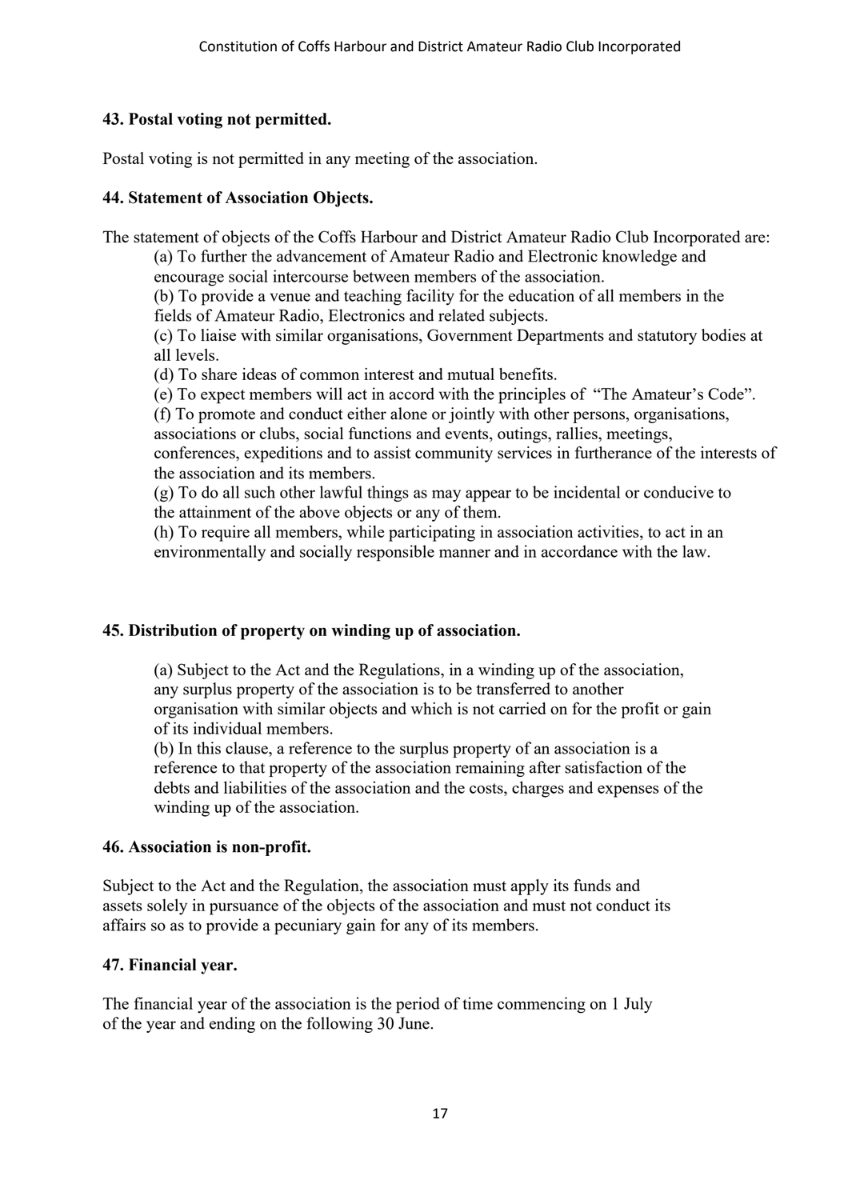**43. Postal voting not permitted.**

Postal voting is not permitted in any meeting of the association.

**44. Statement of Association Objects.**

The statement of objects of the Coffs Harbour and District Amateur Radio Club Incorporated are:

(a) To further the advancement of Amateur Radio and Electronic knowledge and encourage social intercourse between members of the association.
(b) To provide a venue and teaching facility for the education of all members in the fields of Amateur Radio, Electronics and related subjects.
(c) To liaise with similar organisations, Government Departments and statutory bodies at all levels.
(d) To share ideas of common interest and mutual benefits.
(e) To expect members will act in accord with the principles of "The Amateur's Code".
(f) To promote and conduct either alone or jointly with other persons, organisations, associations or clubs, social functions and events, outings, rallies, meetings, conferences, expeditions and to assist community services in furtherance of the interests of the association and its members.
(g) To do all such other lawful things as may appear to be incidental or conducive to the attainment of the above objects or any of them.
(h) To require all members, while participating in association activities, to act in an environmentally and socially responsible manner and in accordance with the law.

**45. Distribution of property on winding up of association.**

(a) Subject to the Act and the Regulations, in a winding up of the association, any surplus property of the association is to be transferred to another organisation with similar objects and which is not carried on for the profit or gain of its individual members.
(b) In this clause, a reference to the surplus property of an association is a reference to that property of the association remaining after satisfaction of the debts and liabilities of the association and the costs, charges and expenses of the winding up of the association.

**46. Association is non-profit.**

Subject to the Act and the Regulation, the association must apply its funds and assets solely in pursuance of the objects of the association and must not conduct its affairs so as to provide a pecuniary gain for any of its members.

**47. Financial year.**

The financial year of the association is the period of time commencing on 1 July of the year and ending on the following 30 June.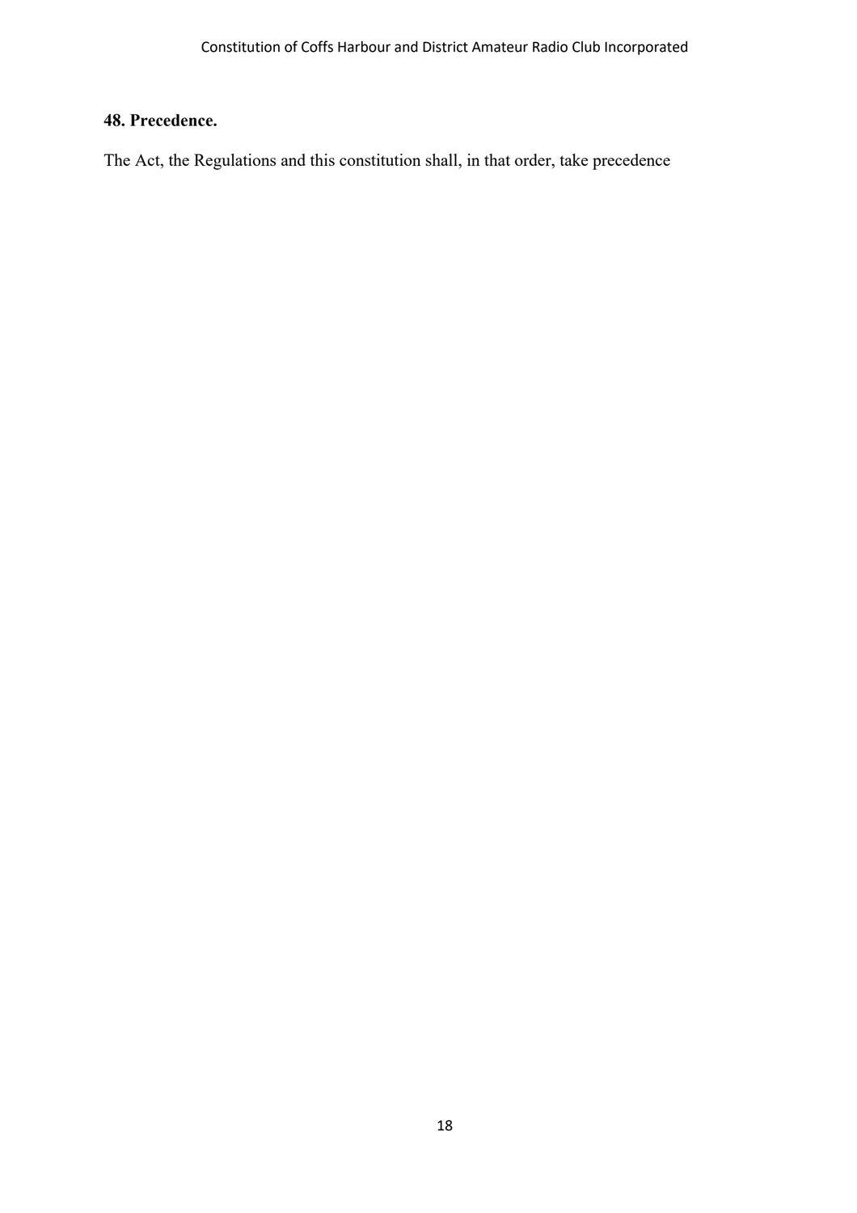**48. Precedence.**

The Act, the Regulations and this constitution shall, in that order, take precedence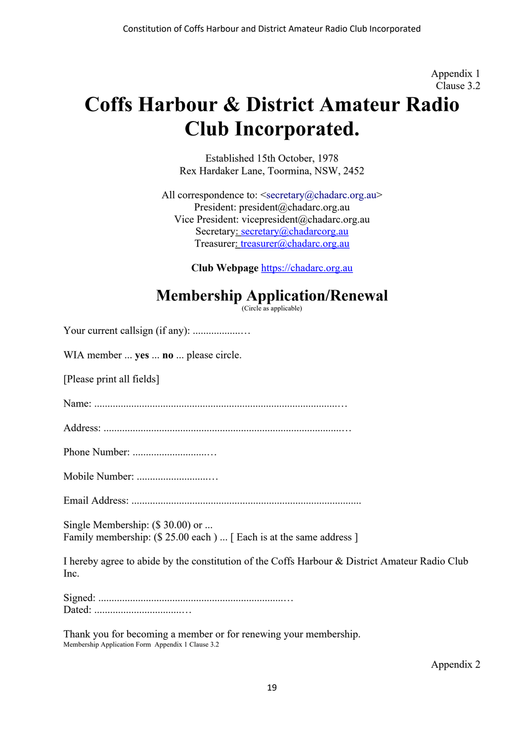Appendix 1
Clause 3.2

# Coffs Harbour & District Amateur Radio Club Incorporated.

Established 15th October, 1978
Rex Hardaker Lane, Toormina, NSW, 2452

All correspondence to: <secretary@chadarc.org.au>
President: president@chadarc.org.au
Vice President: vicepresident@chadarc.org.au
Secretary: secretary@chadarcorg.au
Treasurer: treasurer@chadarc.org.au

**Club Webpage** https://chadarc.org.au

## Membership Application/Renewal

(Circle as applicable)

Your current callsign (if any): ...................…

WIA member ... **yes** ... **no** ... please circle.

[Please print all fields]

Name: ............................................................................................…

Address: ..........................................................................................…

Phone Number: .............................…

Mobile Number: ............................…

Email Address: ......................................................................................

Single Membership: ($ 30.00) or ...
Family membership: ($ 25.00 each ) ... [ Each is at the same address ]

I hereby agree to abide by the constitution of the Coffs Harbour & District Amateur Radio Club Inc.

Signed: .......................................................................…
Dated: ..................................…

Thank you for becoming a member or for renewing your membership.

Membership Application Form Appendix 1 Clause 3.2

Appendix 2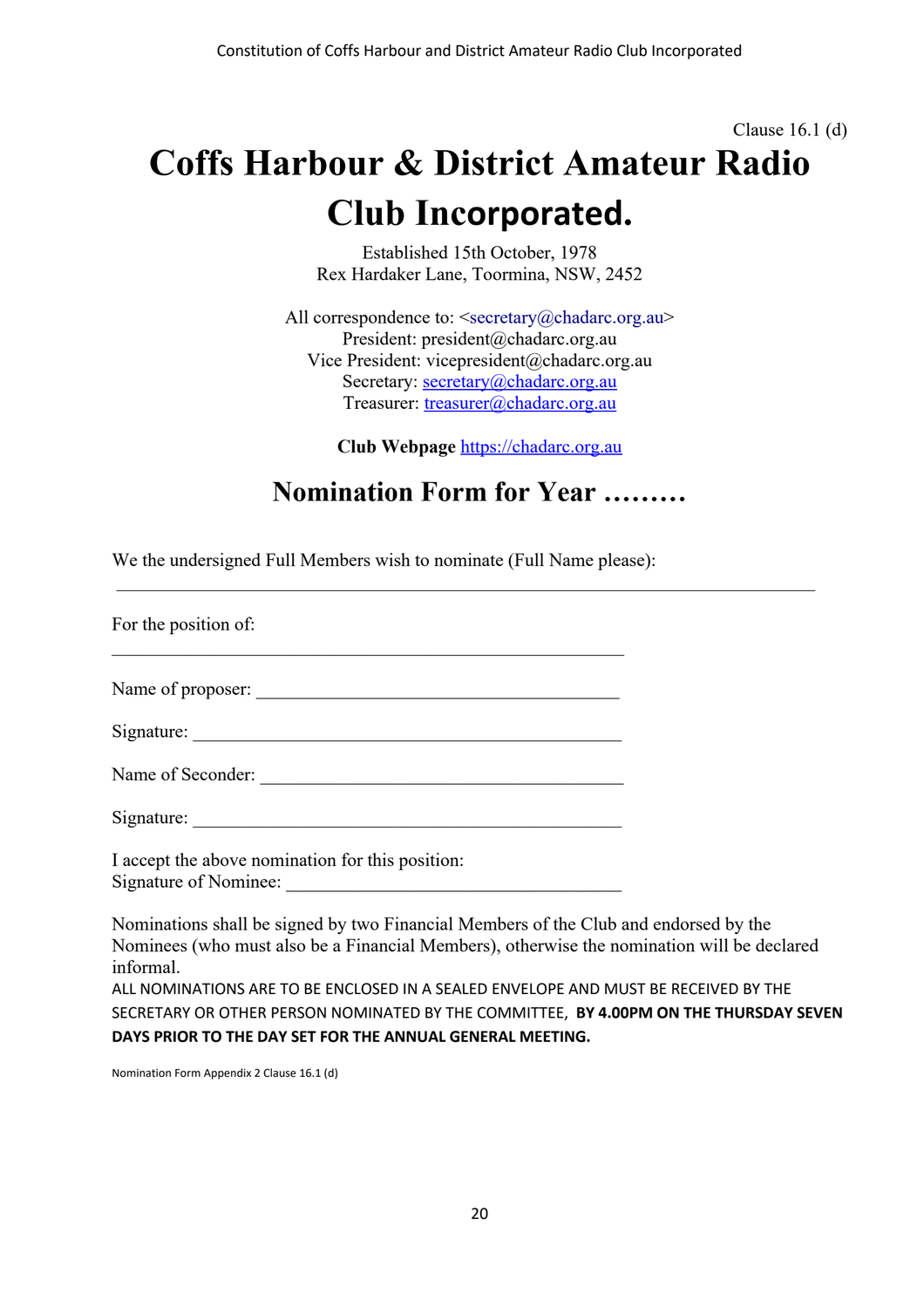Clause 16.1 (d)

# Coffs Harbour & District Amateur Radio Club Incorporated.

Established 15th October, 1978
Rex Hardaker Lane, Toormina, NSW, 2452

All correspondence to: <secretary@chadarc.org.au>
President: president@chadarc.org.au
Vice President: vicepresident@chadarc.org.au
Secretary: secretary@chadarc.org.au
Treasurer: treasurer@chadarc.org.au

**Club Webpage** https://chadarc.org.au

## Nomination Form for Year .........

We the undersigned Full Members wish to nominate (Full Name please):

_______________________________________________________________________

For the position of:

__________________________________________________

Name of proposer: ___________________________________

Signature: ___________________________________________

Name of Seconder: ___________________________________

Signature: ___________________________________________

I accept the above nomination for this position:
Signature of Nominee: _________________________________

Nominations shall be signed by two Financial Members of the Club and endorsed by the Nominees (who must also be a Financial Members), otherwise the nomination will be declared informal.

ALL NOMINATIONS ARE TO BE ENCLOSED IN A SEALED ENVELOPE AND MUST BE RECEIVED BY THE SECRETARY OR OTHER PERSON NOMINATED BY THE COMMITTEE, **BY 4.00PM ON THE THURSDAY SEVEN DAYS PRIOR TO THE DAY SET FOR THE ANNUAL GENERAL MEETING.**

Nomination Form Appendix 2 Clause 16.1 (d)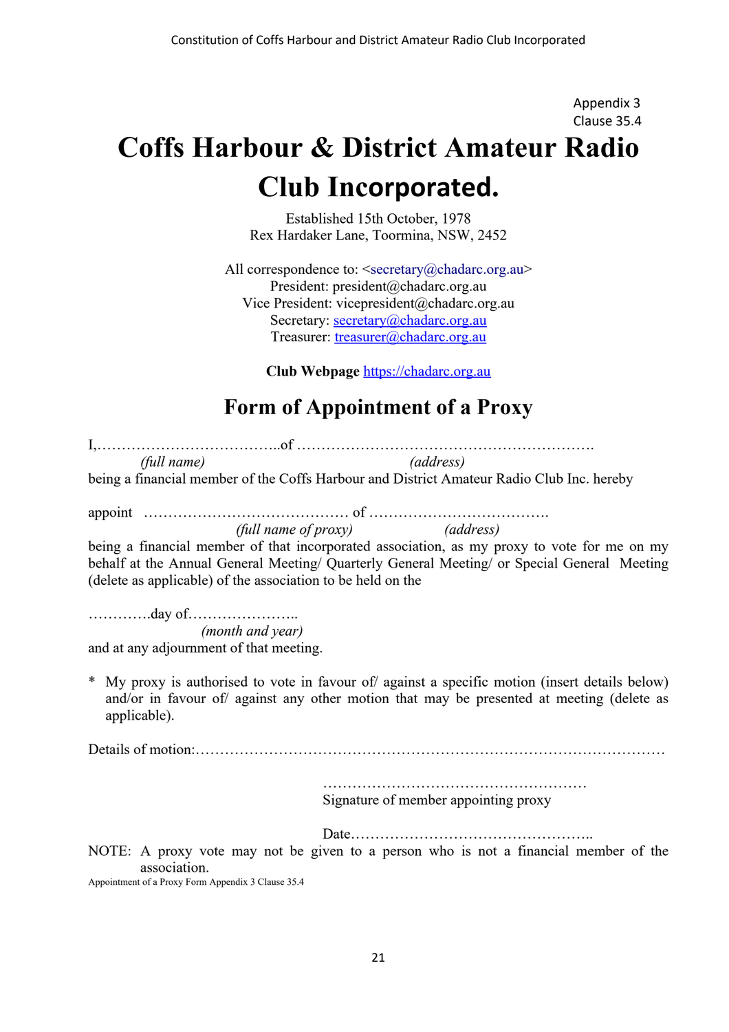Appendix 3
Clause 35.4

# Coffs Harbour & District Amateur Radio Club Incorporated.

Established 15th October, 1978
Rex Hardaker Lane, Toormina, NSW, 2452

All correspondence to: <secretary@chadarc.org.au>
President: president@chadarc.org.au
Vice President: vicepresident@chadarc.org.au
Secretary: secretary@chadarc.org.au
Treasurer: treasurer@chadarc.org.au

**Club Webpage** https://chadarc.org.au

## Form of Appointment of a Proxy

I,………………………………..of …………………………………………………….
*(full name)* *(address)*
being a financial member of the Coffs Harbour and District Amateur Radio Club Inc. hereby

appoint …………………………………… of ……………………………….
*(full name of proxy)* *(address)*
being a financial member of that incorporated association, as my proxy to vote for me on my behalf at the Annual General Meeting/ Quarterly General Meeting/ or Special General Meeting (delete as applicable) of the association to be held on the

………….day of…………………..
*(month and year)*
and at any adjournment of that meeting.

* My proxy is authorised to vote in favour of/ against a specific motion (insert details below) and/or in favour of/ against any other motion that may be presented at meeting (delete as applicable).

Details of motion:………………………………………………………………………………

………………………………………………
Signature of member appointing proxy

Date…………………………………………..

NOTE: A proxy vote may not be given to a person who is not a financial member of the association.

Appointment of a Proxy Form Appendix 3 Clause 35.4